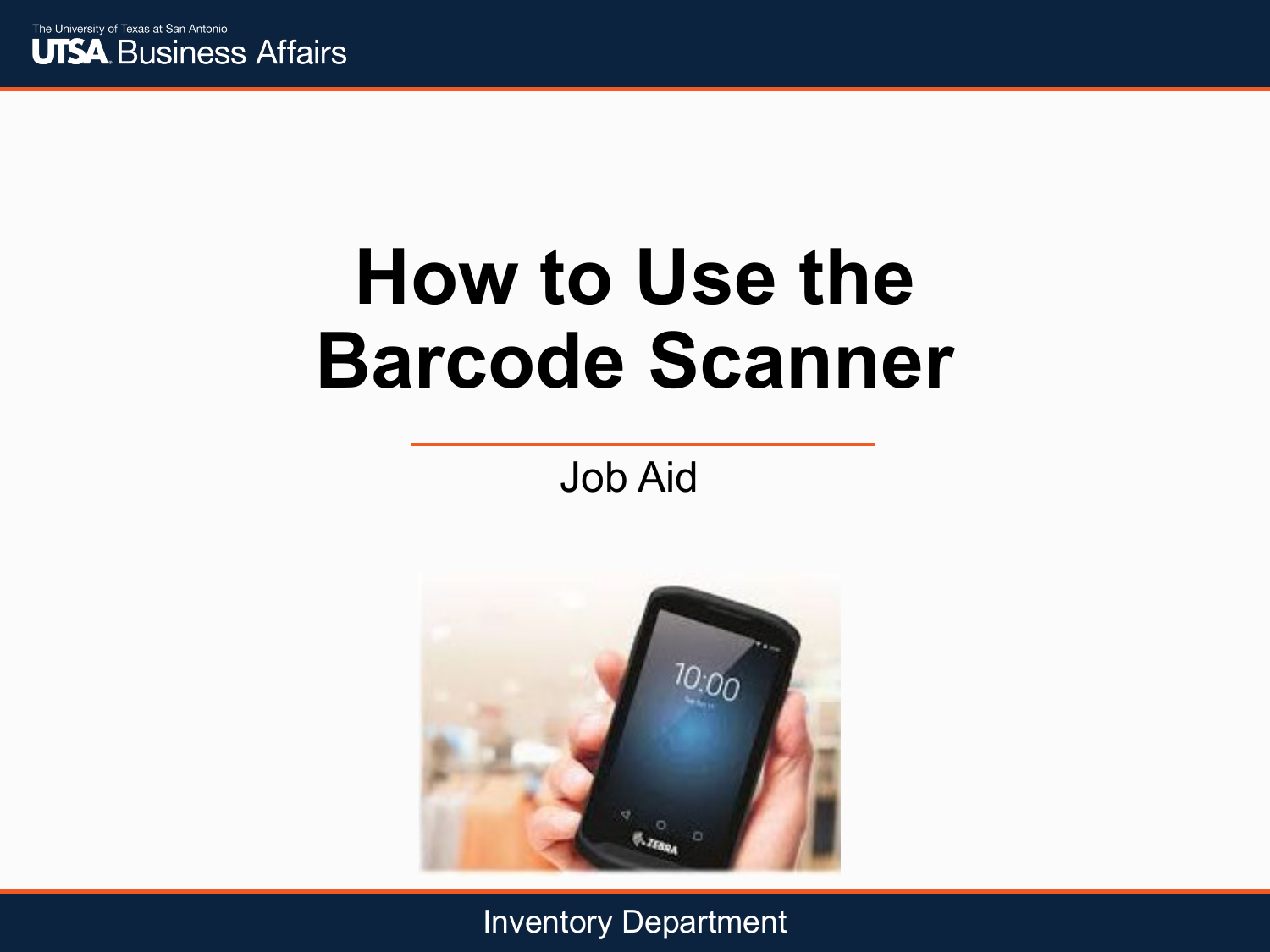The University of Texas at San Antonio
UTSA Business Affairs

# How to Use the Barcode Scanner

Job Aid

Inventory Department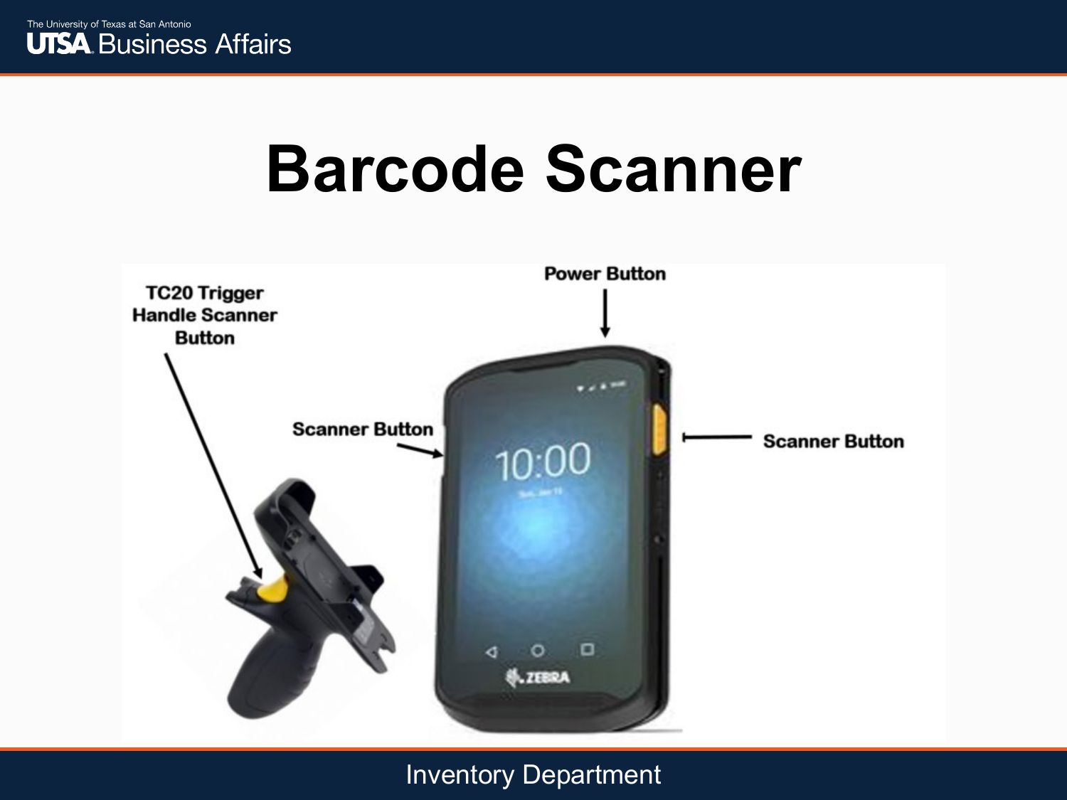# Barcode Scanner

TC20 Trigger Handle Scanner Button

Power Button

Scanner Button

Scanner Button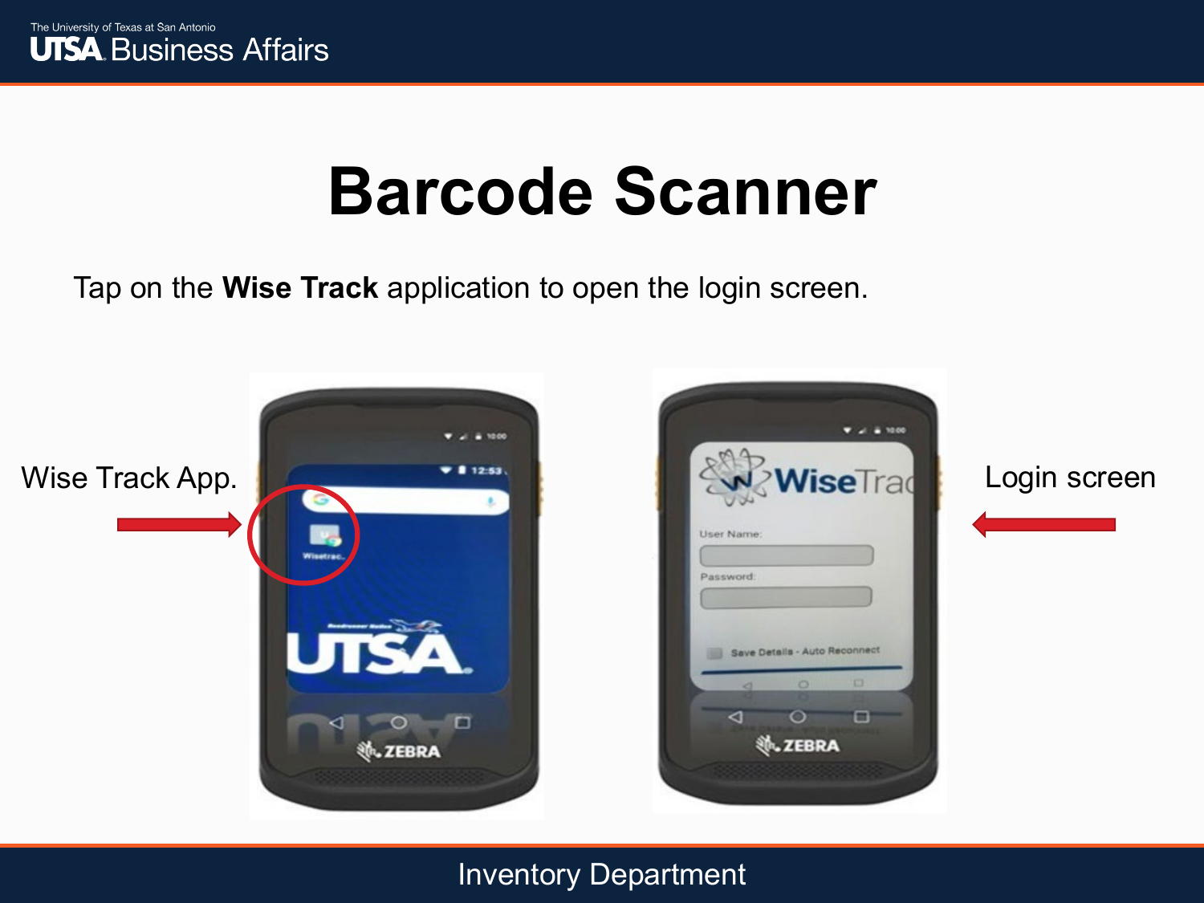# Barcode Scanner

Tap on the **Wise Track** application to open the login screen.

Wise Track App.

Login screen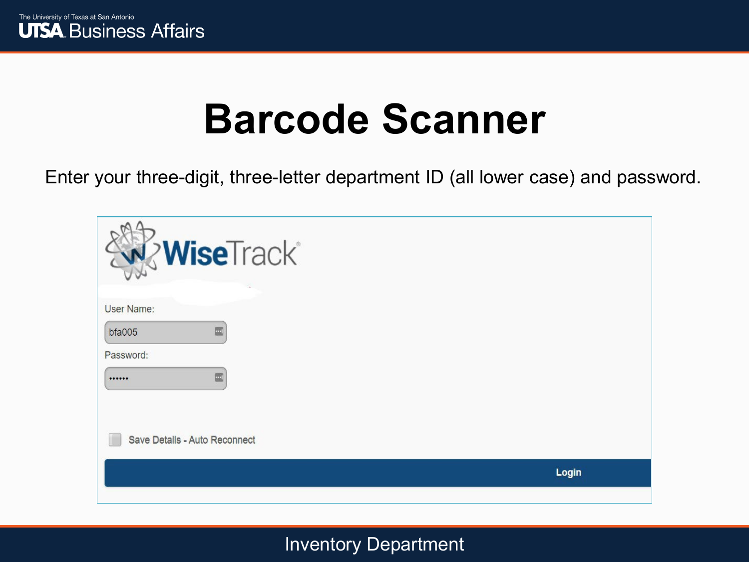# Barcode Scanner

Enter your three-digit, three-letter department ID (all lower case) and password.

WiseTrack

User Name:

bfa005

Password:

••••••

Save Details - Auto Reconnect

Login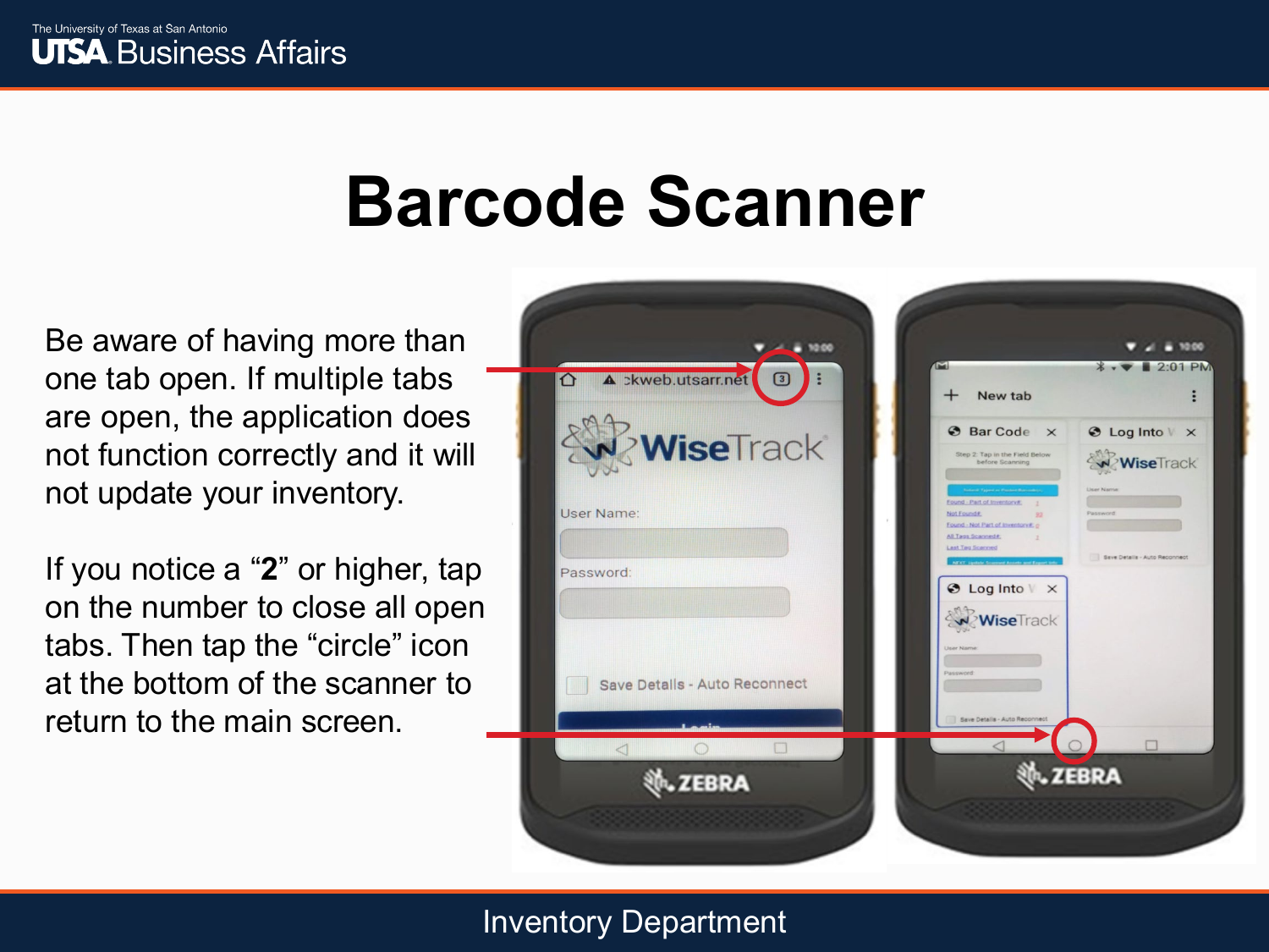# Barcode Scanner

Be aware of having more than one tab open. If multiple tabs are open, the application does not function correctly and it will not update your inventory.

If you notice a "**2**" or higher, tap on the number to close all open tabs. Then tap the "circle" icon at the bottom of the scanner to return to the main screen.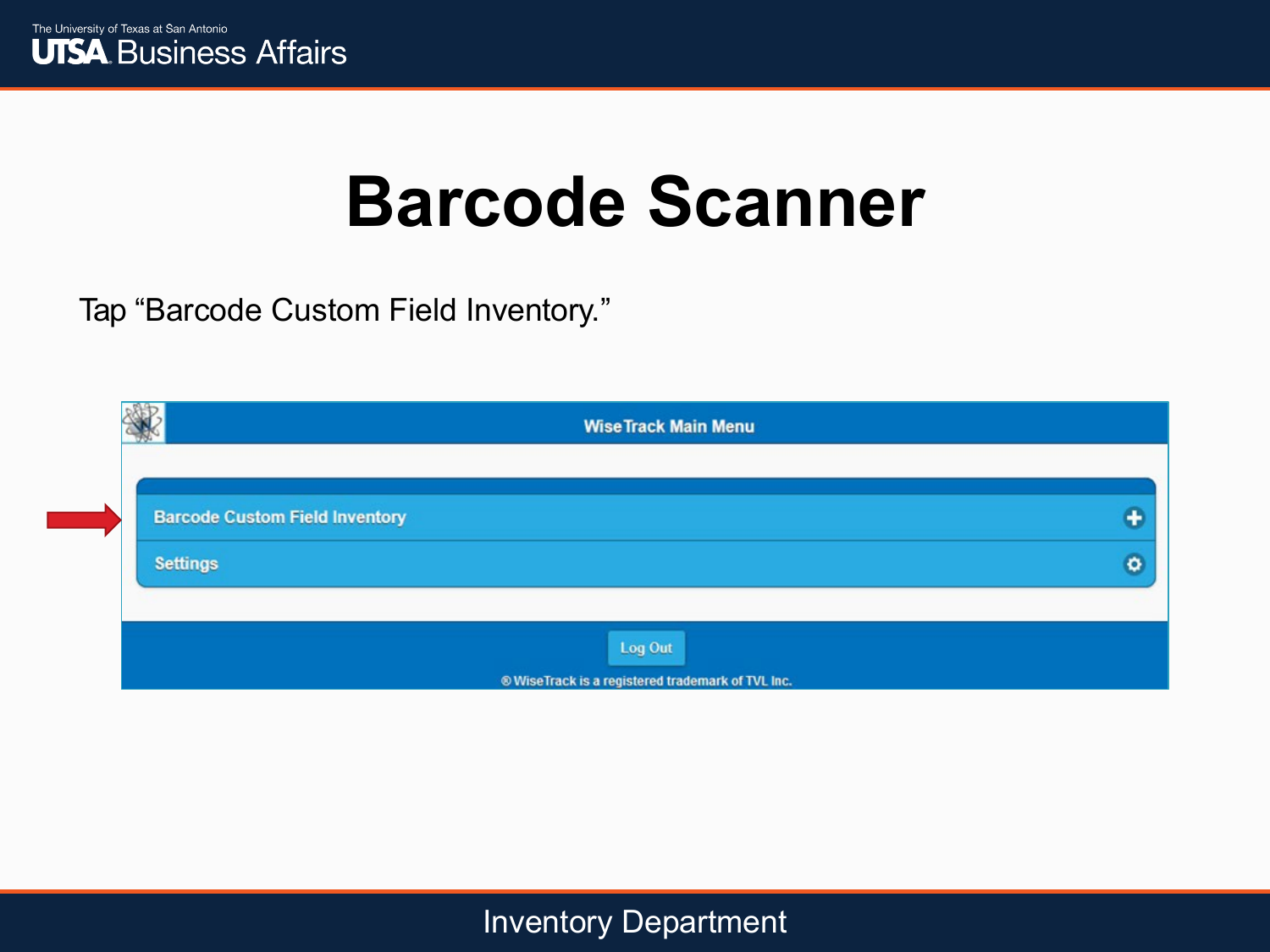# Barcode Scanner

Tap “Barcode Custom Field Inventory.”

WiseTrack Main Menu

Barcode Custom Field Inventory

Settings

Log Out

® WiseTrack is a registered trademark of TVL Inc.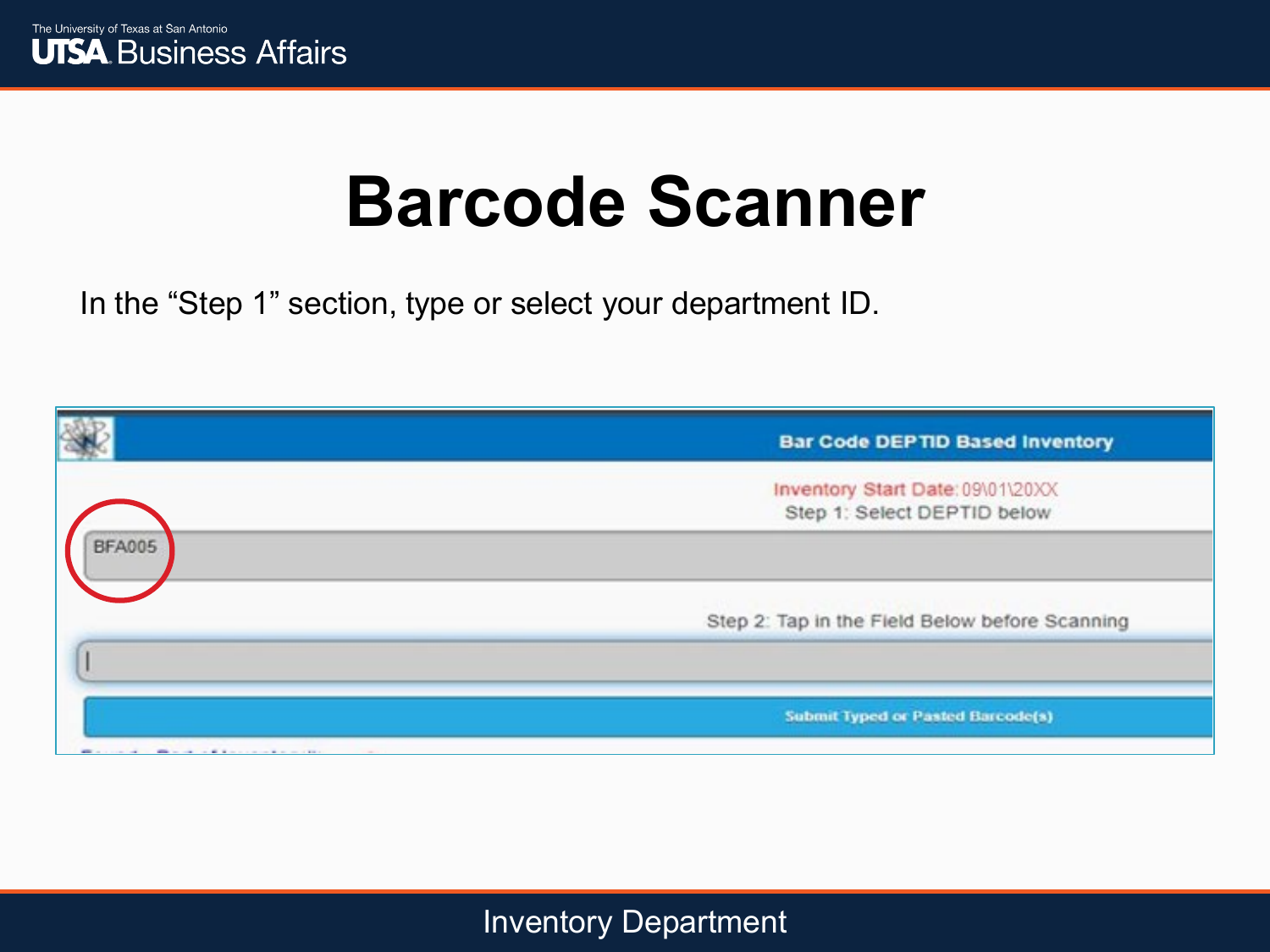# Barcode Scanner

In the “Step 1” section, type or select your department ID.

Bar Code DEPTID Based Inventory

Inventory Start Date: 09\01\20XX

Step 1: Select DEPTID below

BFA005

Step 2: Tap in the Field Below before Scanning

Submit Typed or Pasted Barcode(s)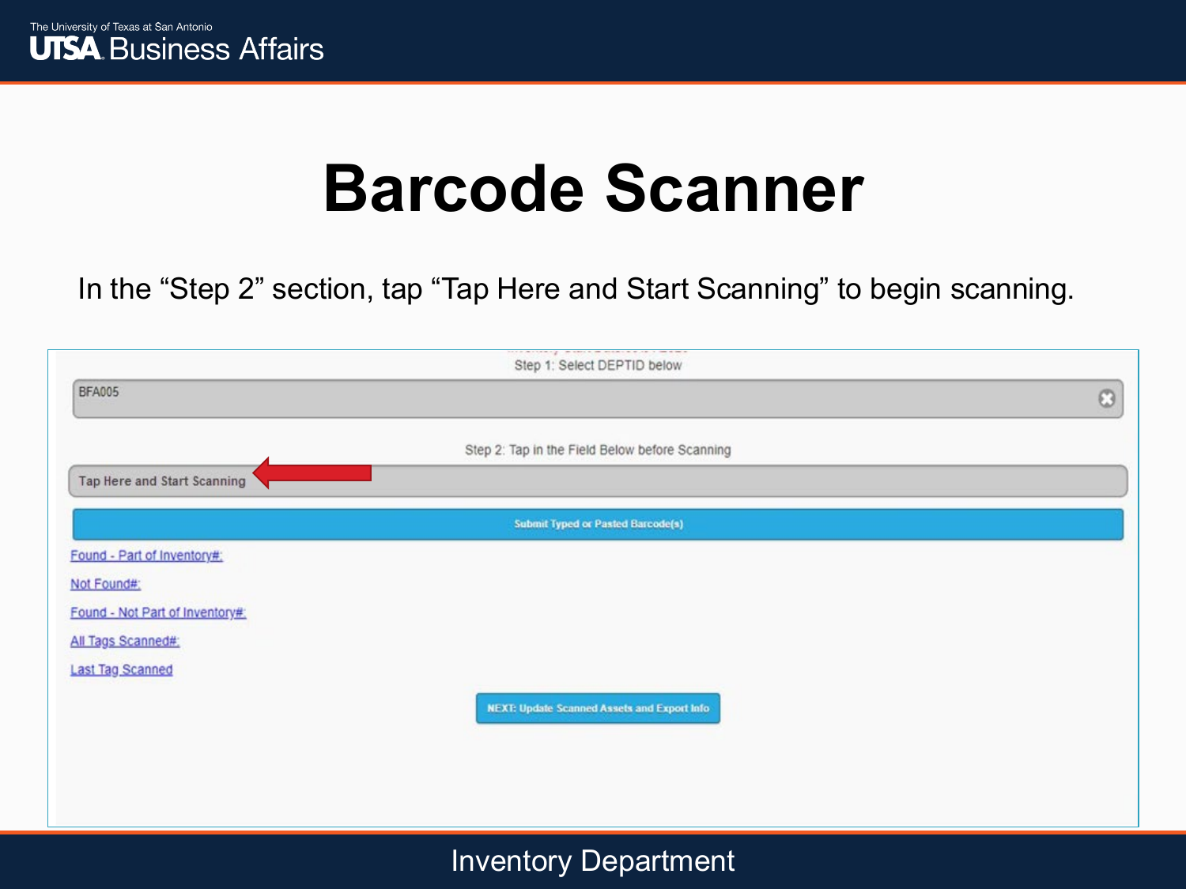# Barcode Scanner

In the "Step 2" section, tap "Tap Here and Start Scanning" to begin scanning.

Step 1: Select DEPTID below

BFA005

Step 2: Tap in the Field Below before Scanning

Tap Here and Start Scanning

Submit Typed or Pasted Barcode(s)

Found - Part of Inventory#:

Not Found#:

Found - Not Part of Inventory#:

All Tags Scanned#:

Last Tag Scanned

NEXT: Update Scanned Assets and Export Info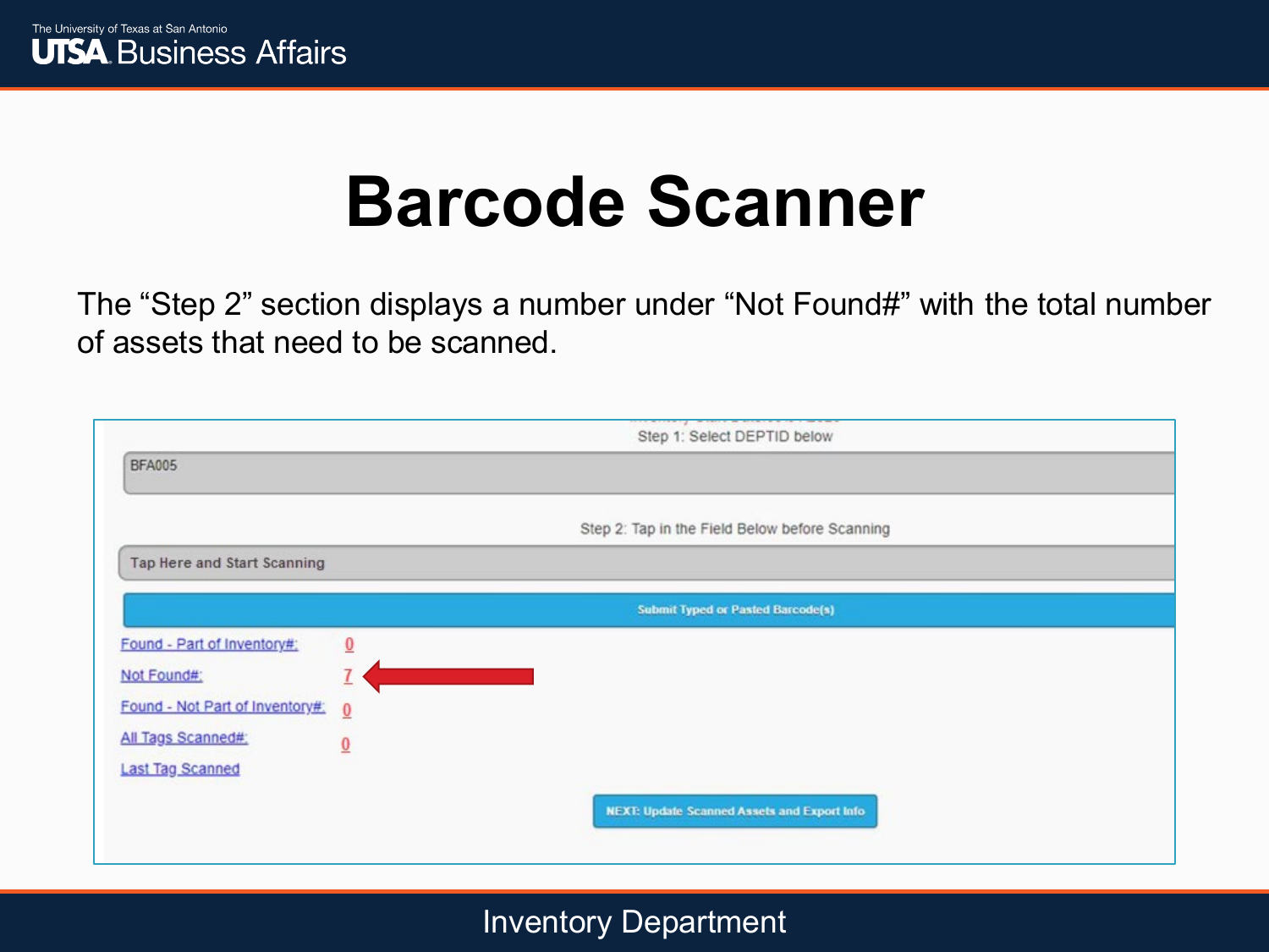# Barcode Scanner

The “Step 2” section displays a number under “Not Found#” with the total number of assets that need to be scanned.

Step 1: Select DEPTID below

BFA005

Step 2: Tap in the Field Below before Scanning

Tap Here and Start Scanning

Submit Typed or Pasted Barcode(s)

Found - Part of Inventory#: 0

Not Found#: 7

Found - Not Part of Inventory#: 0

All Tags Scanned#: 0

Last Tag Scanned

NEXT: Update Scanned Assets and Export Info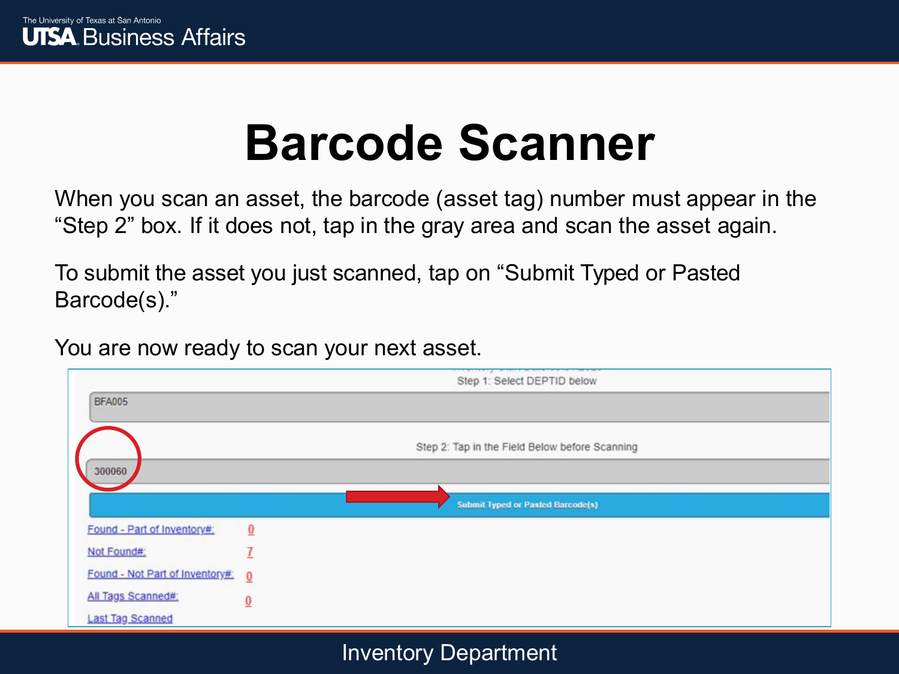# Barcode Scanner

When you scan an asset, the barcode (asset tag) number must appear in the "Step 2" box. If it does not, tap in the gray area and scan the asset again.

To submit the asset you just scanned, tap on "Submit Typed or Pasted Barcode(s)."

You are now ready to scan your next asset.

Step 1: Select DEPTID below

BFA005

Step 2: Tap in the Field Below before Scanning

300060

Submit Typed or Pasted Barcode(s)

Found - Part of Inventory#: 0

Not Found#: 7

Found - Not Part of Inventory#: 0

All Tags Scanned#: 0

Last Tag Scanned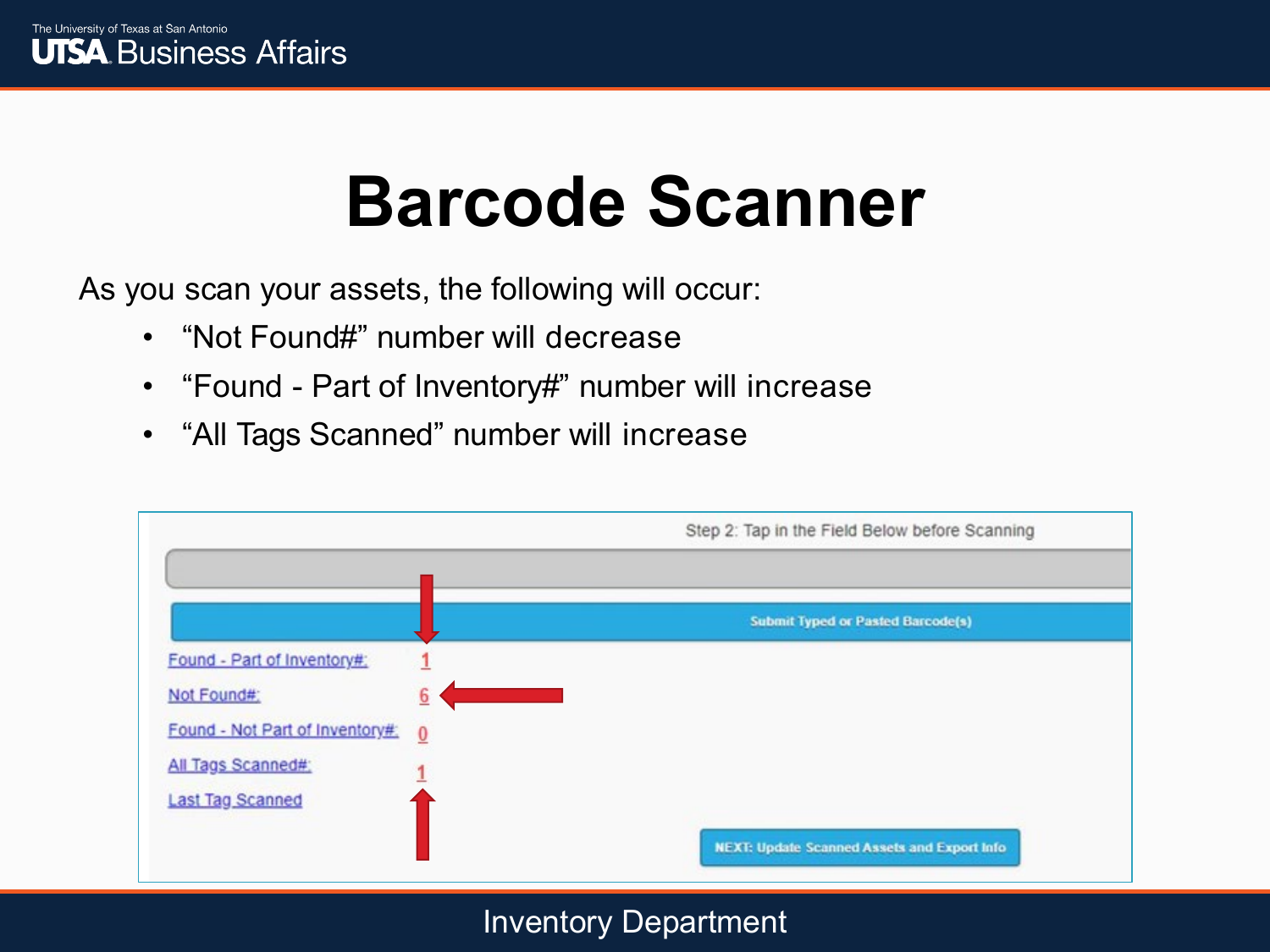# Barcode Scanner

As you scan your assets, the following will occur:

- “Not Found#” number will decrease
- “Found - Part of Inventory#” number will increase
- “All Tags Scanned” number will increase

Step 2: Tap in the Field Below before Scanning

Submit Typed or Pasted Barcode(s)

Found - Part of Inventory#: 1

Not Found#: 6

Found - Not Part of Inventory#: 0

All Tags Scanned#: 1

Last Tag Scanned

NEXT: Update Scanned Assets and Export Info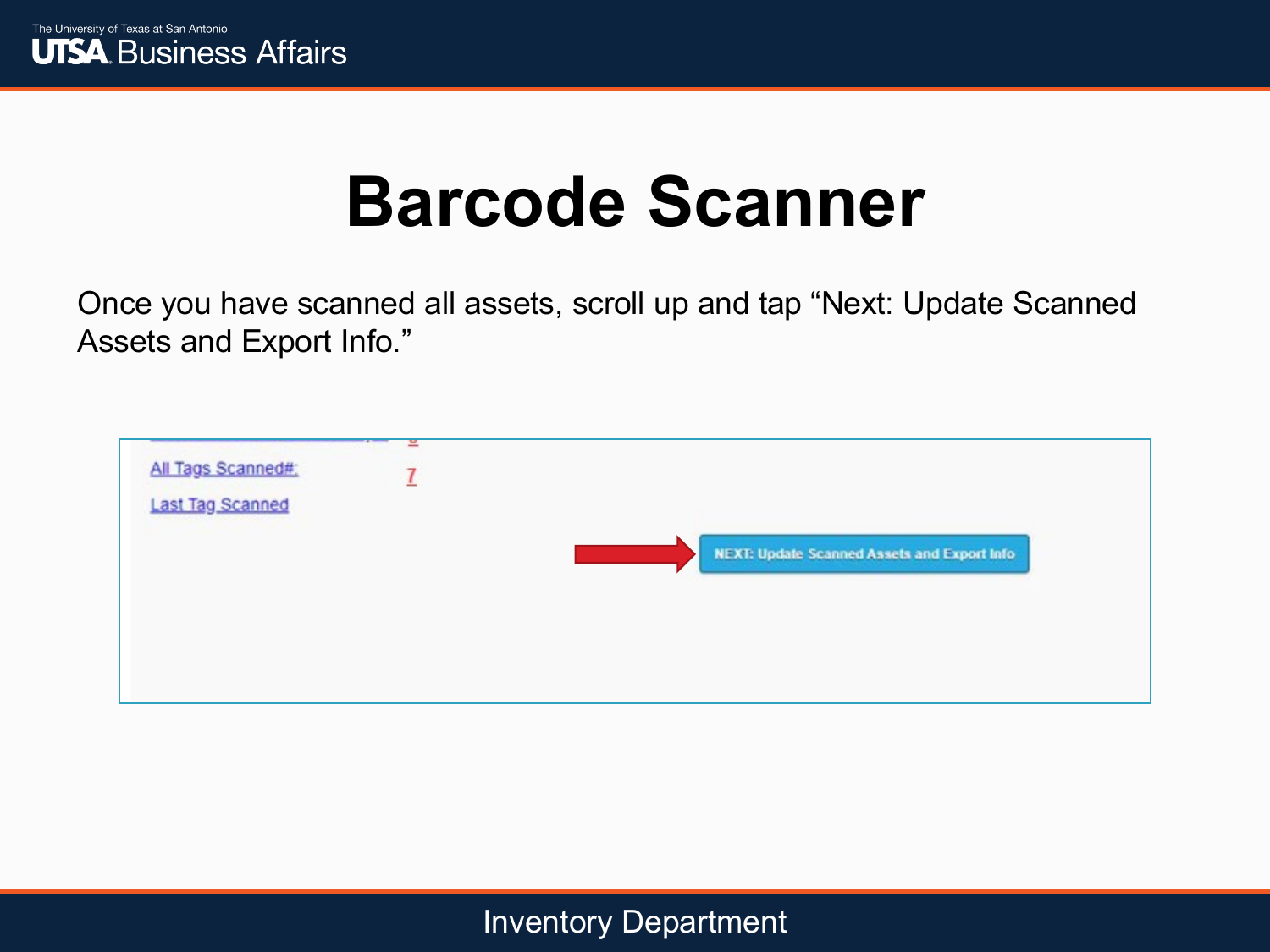# Barcode Scanner

Once you have scanned all assets, scroll up and tap “Next: Update Scanned Assets and Export Info.”

All Tags Scanned#: 7

Last Tag Scanned

NEXT: Update Scanned Assets and Export Info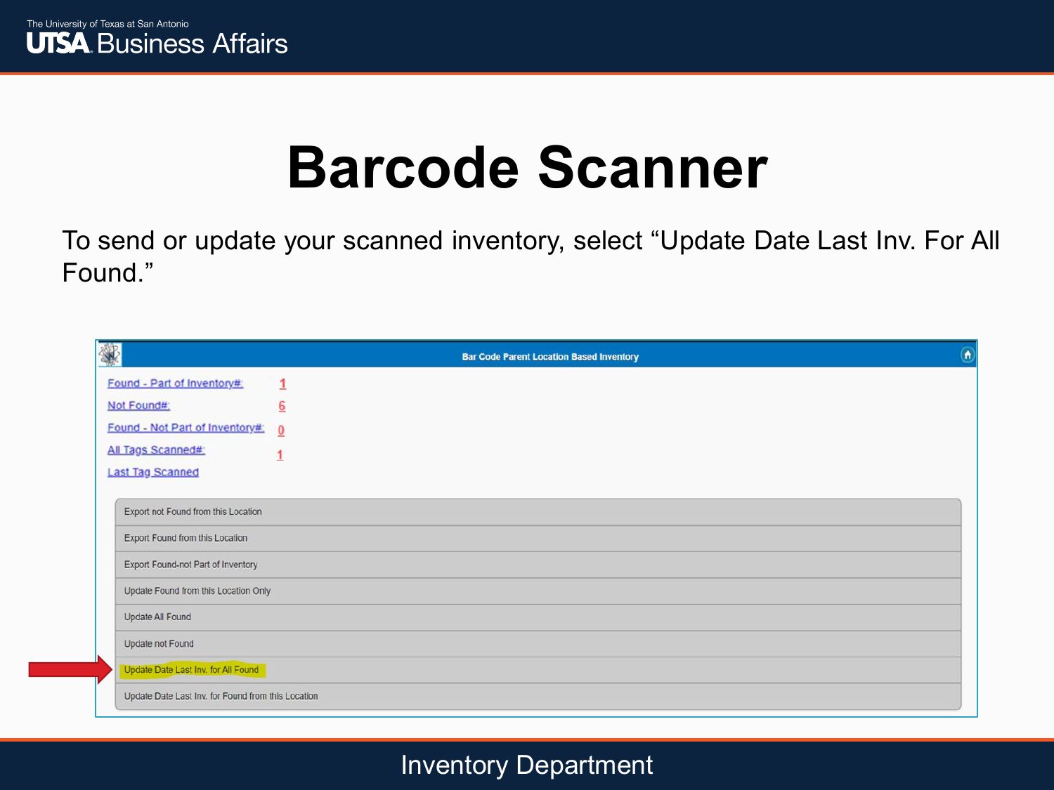# Barcode Scanner

To send or update your scanned inventory, select “Update Date Last Inv. For All Found.”

**Bar Code Parent Location Based Inventory**

| | |
|---|---|
| Found - Part of Inventory#: | 1 |
| Not Found#: | 6 |
| Found - Not Part of Inventory#: | 0 |
| All Tags Scanned#: | 1 |
| Last Tag Scanned | |

- Export not Found from this Location
- Export Found from this Location
- Export Found-not Part of Inventory
- Update Found from this Location Only
- Update All Found
- Update not Found
- Update Date Last Inv. for All Found
- Update Date Last Inv. for Found from this Location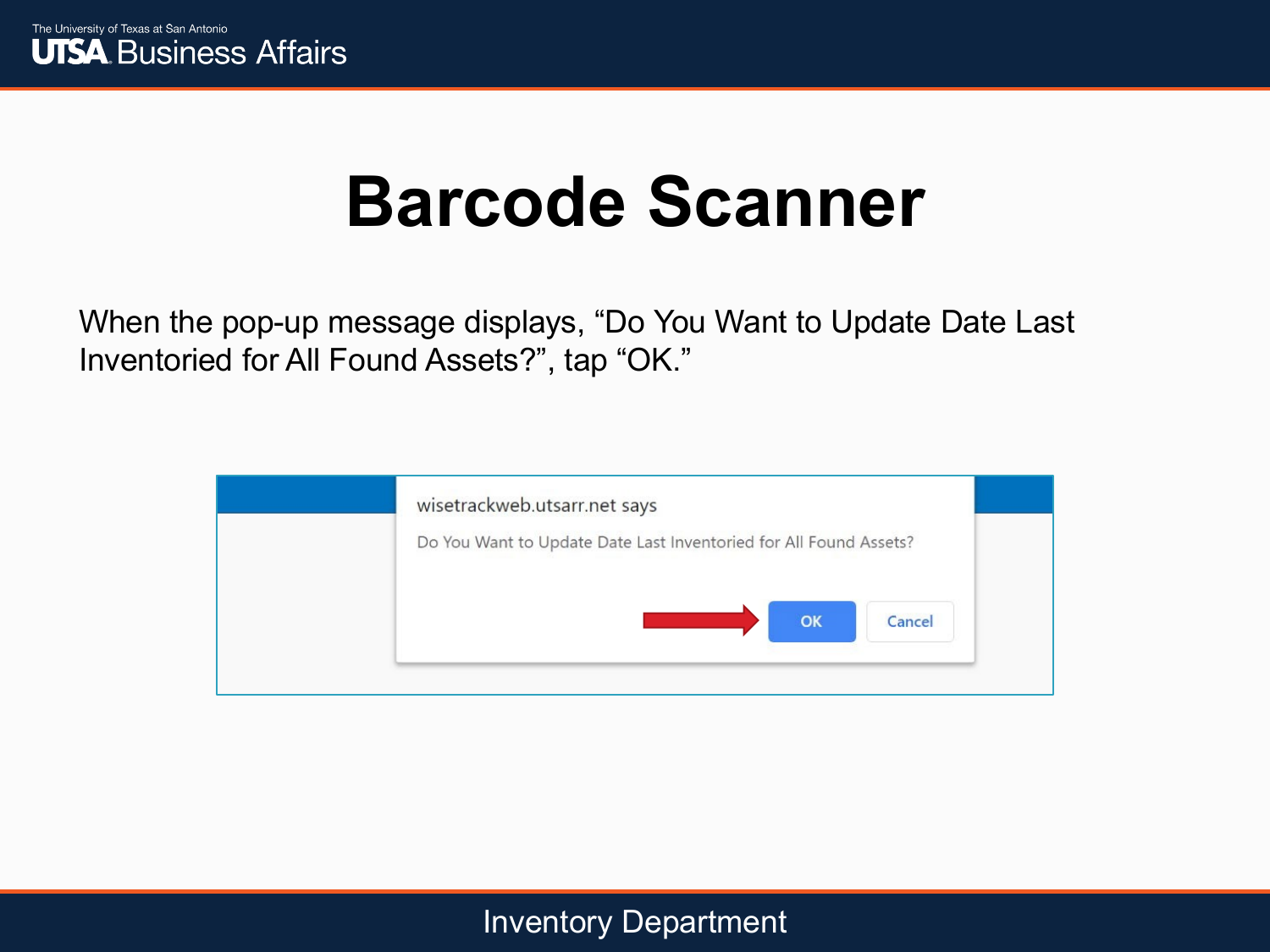# Barcode Scanner

When the pop-up message displays, “Do You Want to Update Date Last Inventoried for All Found Assets?”, tap “OK.”

wisetrackweb.utsarr.net says

Do You Want to Update Date Last Inventoried for All Found Assets?

OK Cancel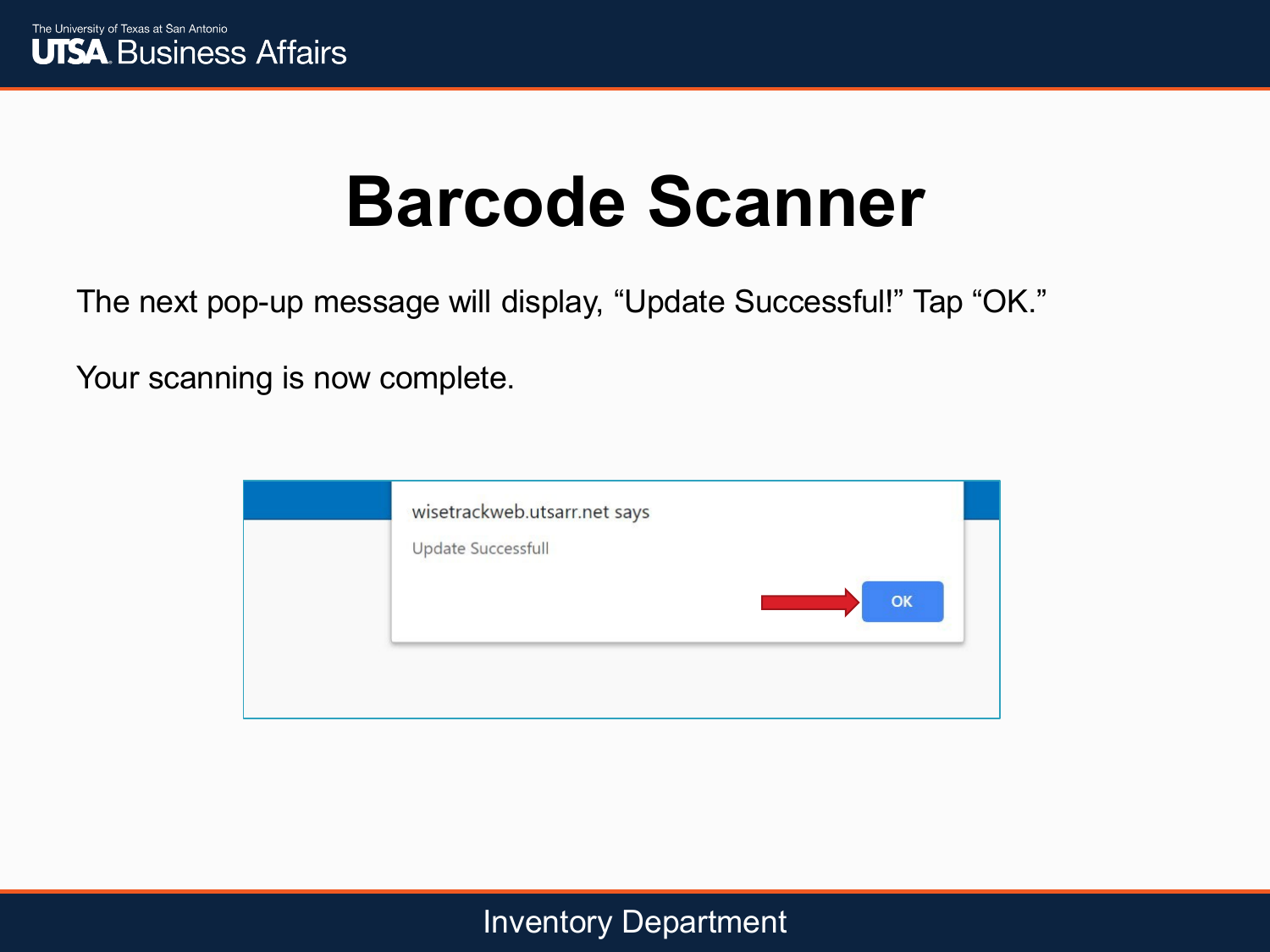# Barcode Scanner

The next pop-up message will display, “Update Successful!” Tap “OK.”

Your scanning is now complete.

wisetrackweb.utsarr.net says

Update Successfull

OK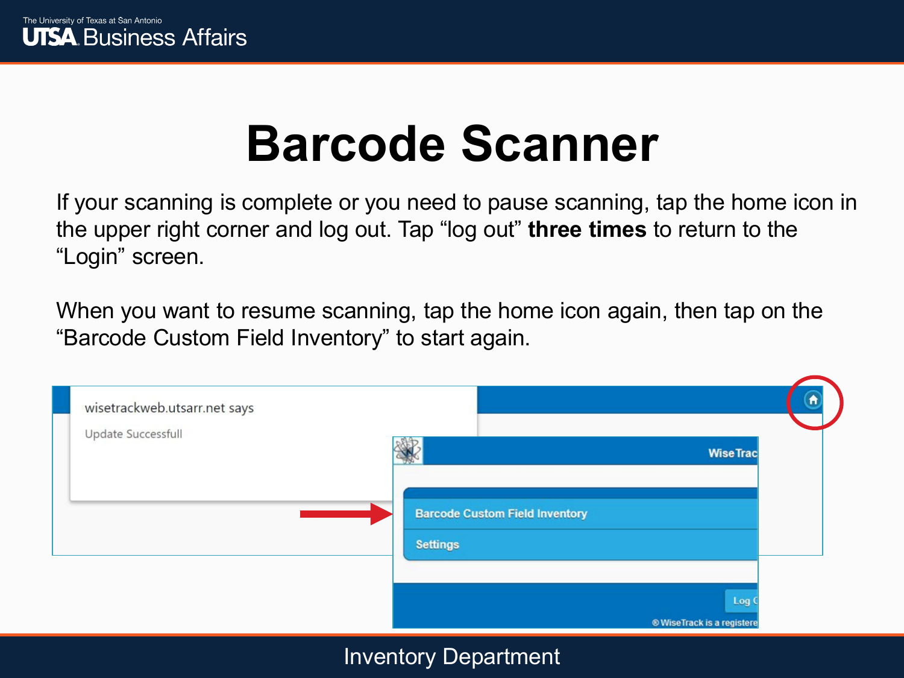# Barcode Scanner

If your scanning is complete or you need to pause scanning, tap the home icon in the upper right corner and log out. Tap “log out” **three times** to return to the “Login” screen.

When you want to resume scanning, tap the home icon again, then tap on the “Barcode Custom Field Inventory” to start again.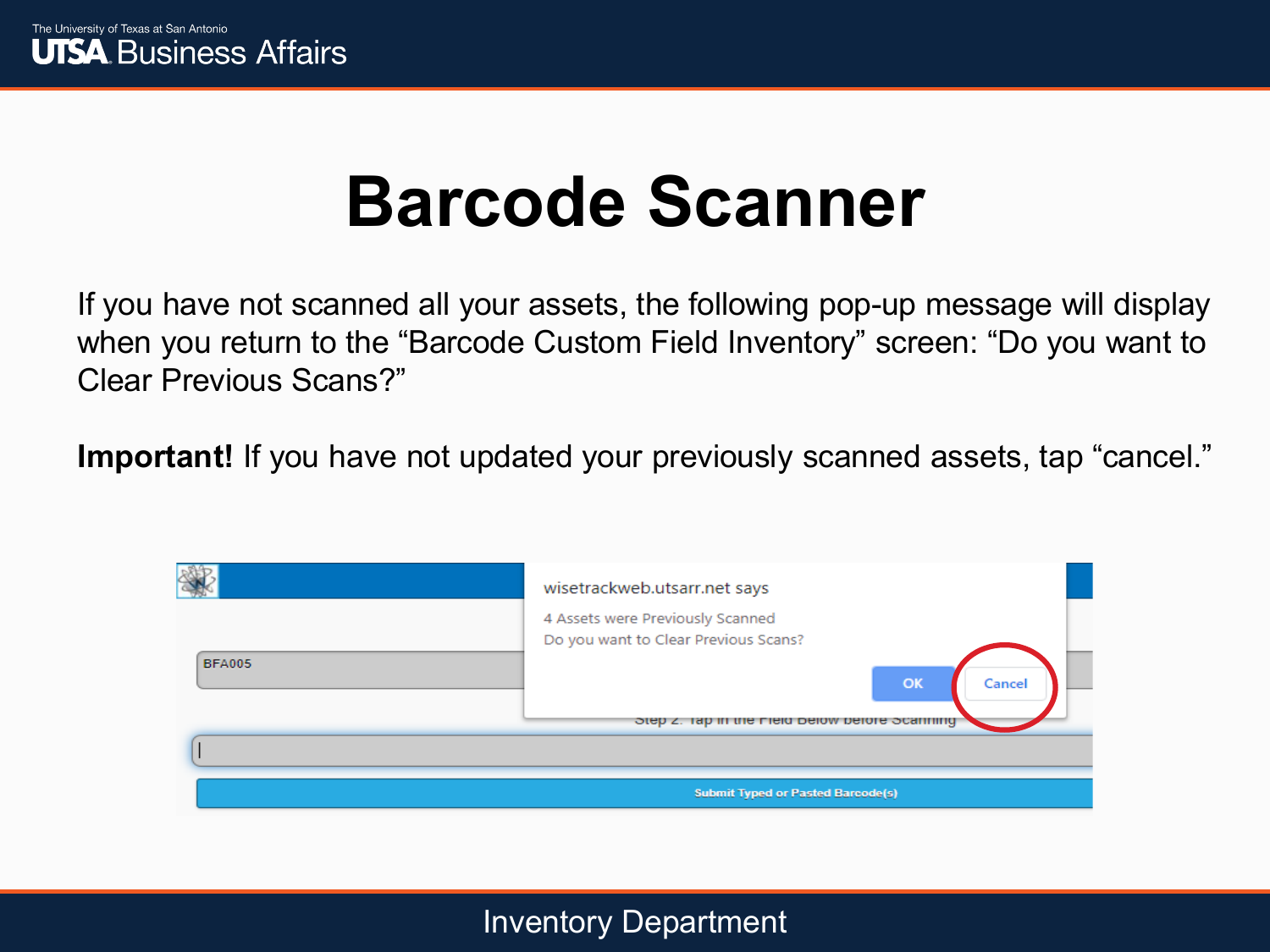# Barcode Scanner

If you have not scanned all your assets, the following pop-up message will display when you return to the "Barcode Custom Field Inventory" screen: "Do you want to Clear Previous Scans?"

**Important!** If you have not updated your previously scanned assets, tap "cancel."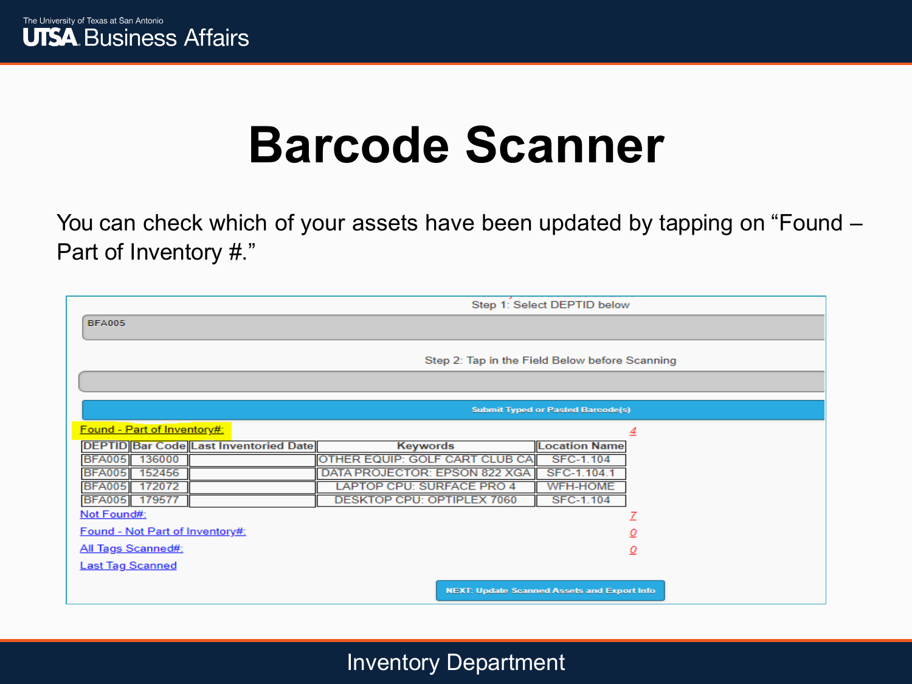# Barcode Scanner

You can check which of your assets have been updated by tapping on “Found – Part of Inventory #.”

Step 1: Select DEPTID below

BFA005

Step 2: Tap in the Field Below before Scanning

Submit Typed or Pasted Barcode(s)

Found - Part of Inventory#: 4

| DEPTID | Bar Code | Last Inventoried Date | Keywords | Location Name |
|---|---|---|---|---|
| BFA005 | 136000 | | OTHER EQUIP: GOLF CART CLUB CA | SFC-1.104 |
| BFA005 | 152456 | | DATA PROJECTOR: EPSON 822 XGA | SFC-1.104.1 |
| BFA005 | 172072 | | LAPTOP CPU: SURFACE PRO 4 | WFH-HOME |
| BFA005 | 179577 | | DESKTOP CPU: OPTIPLEX 7060 | SFC-1.104 |

Not Found#: 7

Found - Not Part of Inventory#: 0

All Tags Scanned#: 0

Last Tag Scanned

NEXT: Update Scanned Assets and Export Info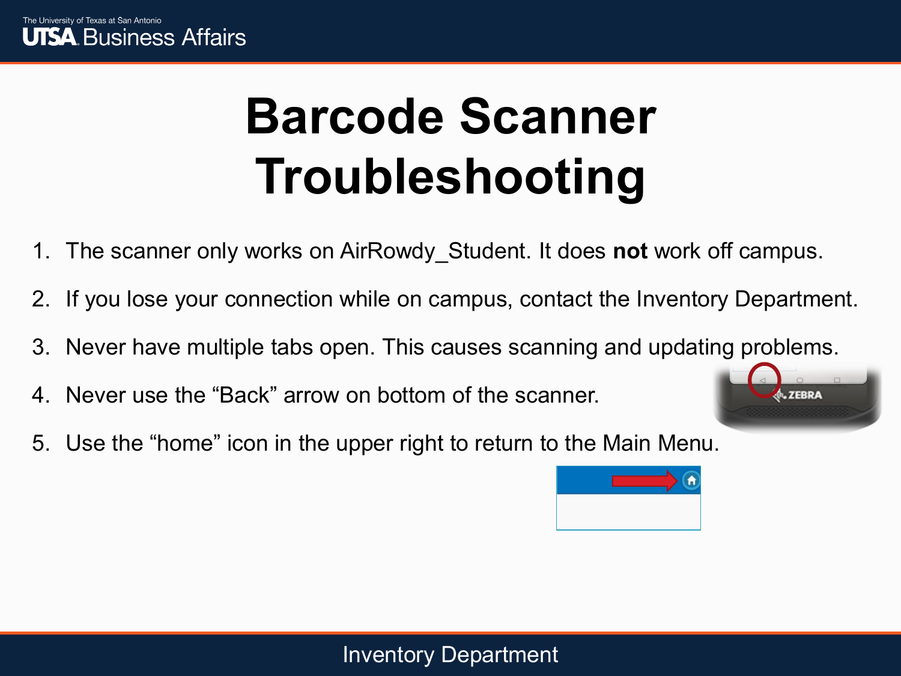# Barcode Scanner Troubleshooting

1. The scanner only works on AirRowdy_Student. It does **not** work off campus.
2. If you lose your connection while on campus, contact the Inventory Department.
3. Never have multiple tabs open. This causes scanning and updating problems.
4. Never use the “Back” arrow on bottom of the scanner.
5. Use the “home” icon in the upper right to return to the Main Menu.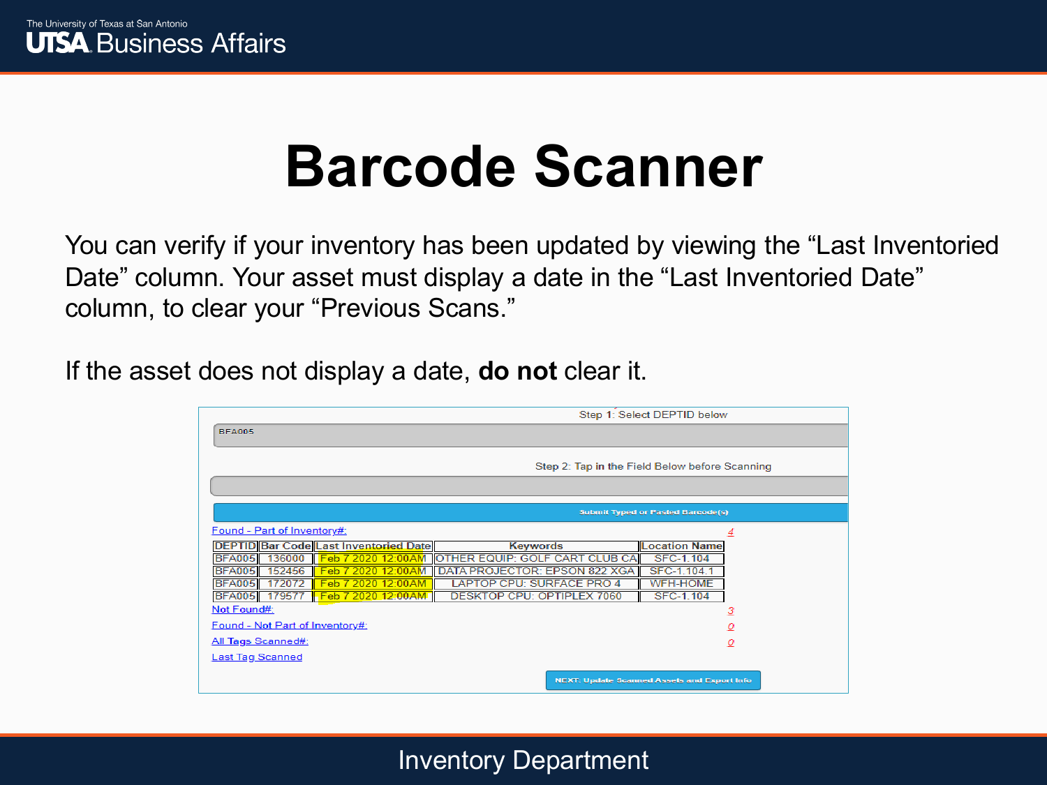# Barcode Scanner

You can verify if your inventory has been updated by viewing the “Last Inventoried Date” column. Your asset must display a date in the “Last Inventoried Date” column, to clear your “Previous Scans.”

If the asset does not display a date, **do not** clear it.

Step 1: Select DEPTID below

BFA005

Step 2: Tap in the Field Below before Scanning

Submit Typed or Pasted Barcode(s)

Found - Part of Inventory#: 4

| DEPTID | Bar Code | Last Inventoried Date | Keywords | Location Name |
|---|---|---|---|---|
| BFA005 | 136000 | Feb 7 2020 12:00AM | OTHER EQUIP: GOLF CART CLUB CA | SFC-1.104 |
| BFA005 | 152456 | Feb 7 2020 12:00AM | DATA PROJECTOR: EPSON 822 XGA | SFC-1.104.1 |
| BFA005 | 172072 | Feb 7 2020 12:00AM | LAPTOP CPU: SURFACE PRO 4 | WFH-HOME |
| BFA005 | 179577 | Feb 7 2020 12:00AM | DESKTOP CPU: OPTIPLEX 7060 | SFC-1.104 |

Not Found#: 3

Found - Not Part of Inventory#: 0

All Tags Scanned#: 0

Last Tag Scanned

NEXT: Update Scanned Assets and Export Info